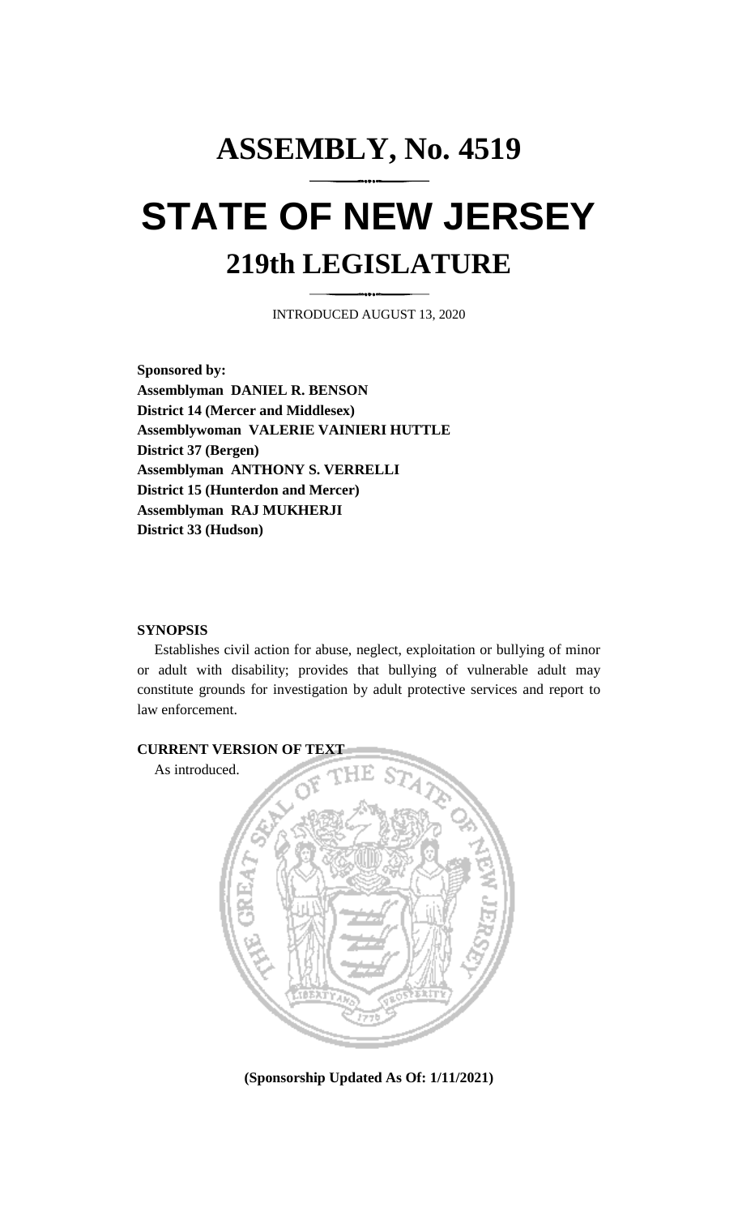# ASSEMBLY, No. 4519

# STATE OF NEW JERSEY

## 219th LEGISLATURE

INTRODUCED AUGUST 13, 2020

**Sponsored by:**
**Assemblyman DANIEL R. BENSON**
**District 14 (Mercer and Middlesex)**
**Assemblywoman VALERIE VAINIERI HUTTLE**
**District 37 (Bergen)**
**Assemblyman ANTHONY S. VERRELLI**
**District 15 (Hunterdon and Mercer)**
**Assemblyman RAJ MUKHERJI**
**District 33 (Hudson)**

**SYNOPSIS**

Establishes civil action for abuse, neglect, exploitation or bullying of minor or adult with disability; provides that bullying of vulnerable adult may constitute grounds for investigation by adult protective services and report to law enforcement.

**CURRENT VERSION OF TEXT**

As introduced.

**(Sponsorship Updated As Of: 1/11/2021)**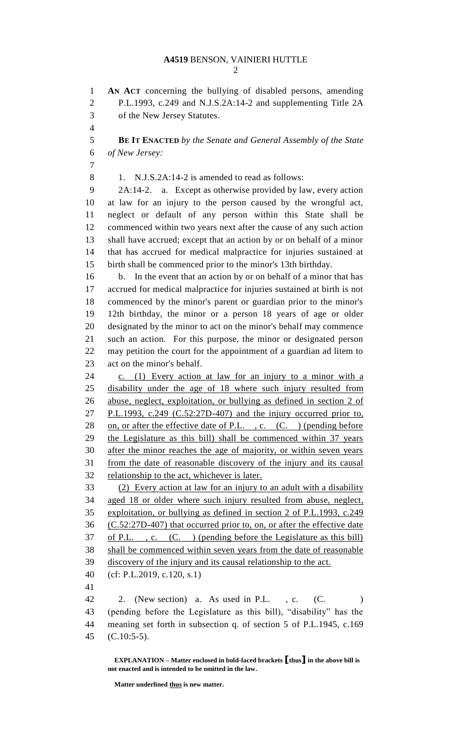**AN ACT** concerning the bullying of disabled persons, amending P.L.1993, c.249 and N.J.S.2A:14-2 and supplementing Title 2A of the New Jersey Statutes.

**BE IT ENACTED** *by the Senate and General Assembly of the State of New Jersey:*

1. N.J.S.2A:14-2 is amended to read as follows:

2A:14-2. a. Except as otherwise provided by law, every action at law for an injury to the person caused by the wrongful act, neglect or default of any person within this State shall be commenced within two years next after the cause of any such action shall have accrued; except that an action by or on behalf of a minor that has accrued for medical malpractice for injuries sustained at birth shall be commenced prior to the minor's 13th birthday.

b. In the event that an action by or on behalf of a minor that has accrued for medical malpractice for injuries sustained at birth is not commenced by the minor's parent or guardian prior to the minor's 12th birthday, the minor or a person 18 years of age or older designated by the minor to act on the minor's behalf may commence such an action. For this purpose, the minor or designated person may petition the court for the appointment of a guardian ad litem to act on the minor's behalf.

<u>c. (1) Every action at law for an injury to a minor with a disability under the age of 18 where such injury resulted from abuse, neglect, exploitation, or bullying as defined in section 2 of P.L.1993, c.249 (C.52:27D-407) and the injury occurred prior to, on, or after the effective date of P.L. , c. (C. ) (pending before the Legislature as this bill) shall be commenced within 37 years after the minor reaches the age of majority, or within seven years from the date of reasonable discovery of the injury and its causal relationship to the act, whichever is later.</u>

<u>(2) Every action at law for an injury to an adult with a disability aged 18 or older where such injury resulted from abuse, neglect, exploitation, or bullying as defined in section 2 of P.L.1993, c.249 (C.52:27D-407) that occurred prior to, on, or after the effective date of P.L. , c. (C. ) (pending before the Legislature as this bill) shall be commenced within seven years from the date of reasonable discovery of the injury and its causal relationship to the act.</u>

(cf: P.L.2019, c.120, s.1)

2. (New section) a. As used in P.L. , c. (C. ) (pending before the Legislature as this bill), "disability" has the meaning set forth in subsection q. of section 5 of P.L.1945, c.169 (C.10:5-5).

**EXPLANATION – Matter enclosed in bold-faced brackets [thus] in the above bill is not enacted and is intended to be omitted in the law.**

**Matter underlined <u>thus</u> is new matter.**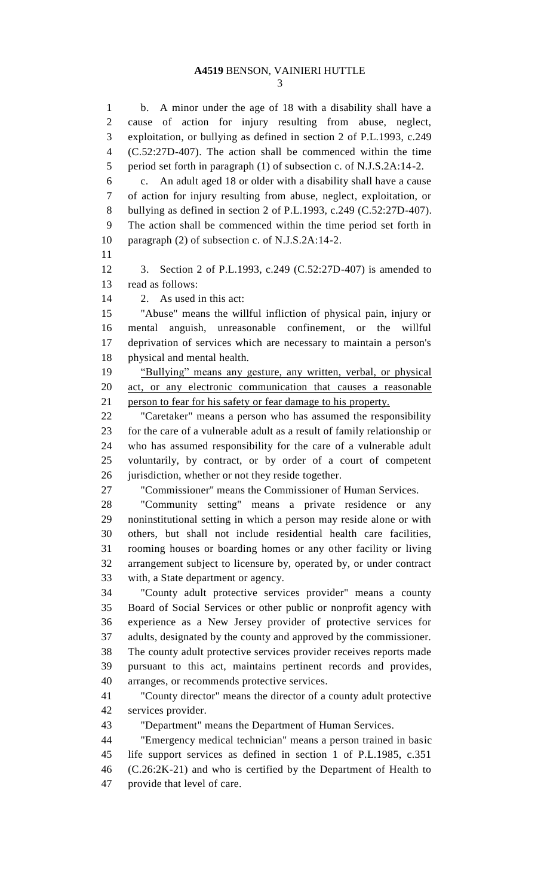b. A minor under the age of 18 with a disability shall have a cause of action for injury resulting from abuse, neglect, exploitation, or bullying as defined in section 2 of P.L.1993, c.249 (C.52:27D-407). The action shall be commenced within the time period set forth in paragraph (1) of subsection c. of N.J.S.2A:14-2.

c. An adult aged 18 or older with a disability shall have a cause of action for injury resulting from abuse, neglect, exploitation, or bullying as defined in section 2 of P.L.1993, c.249 (C.52:27D-407). The action shall be commenced within the time period set forth in paragraph (2) of subsection c. of N.J.S.2A:14-2.

3. Section 2 of P.L.1993, c.249 (C.52:27D-407) is amended to read as follows:

2. As used in this act:

"Abuse" means the willful infliction of physical pain, injury or mental anguish, unreasonable confinement, or the willful deprivation of services which are necessary to maintain a person's physical and mental health.

<u>"Bullying" means any gesture, any written, verbal, or physical act, or any electronic communication that causes a reasonable person to fear for his safety or fear damage to his property.</u>

"Caretaker" means a person who has assumed the responsibility for the care of a vulnerable adult as a result of family relationship or who has assumed responsibility for the care of a vulnerable adult voluntarily, by contract, or by order of a court of competent jurisdiction, whether or not they reside together.

"Commissioner" means the Commissioner of Human Services.

"Community setting" means a private residence or any noninstitutional setting in which a person may reside alone or with others, but shall not include residential health care facilities, rooming houses or boarding homes or any other facility or living arrangement subject to licensure by, operated by, or under contract with, a State department or agency.

"County adult protective services provider" means a county Board of Social Services or other public or nonprofit agency with experience as a New Jersey provider of protective services for adults, designated by the county and approved by the commissioner. The county adult protective services provider receives reports made pursuant to this act, maintains pertinent records and provides, arranges, or recommends protective services.

"County director" means the director of a county adult protective services provider.

"Department" means the Department of Human Services.

"Emergency medical technician" means a person trained in basic life support services as defined in section 1 of P.L.1985, c.351 (C.26:2K-21) and who is certified by the Department of Health to provide that level of care.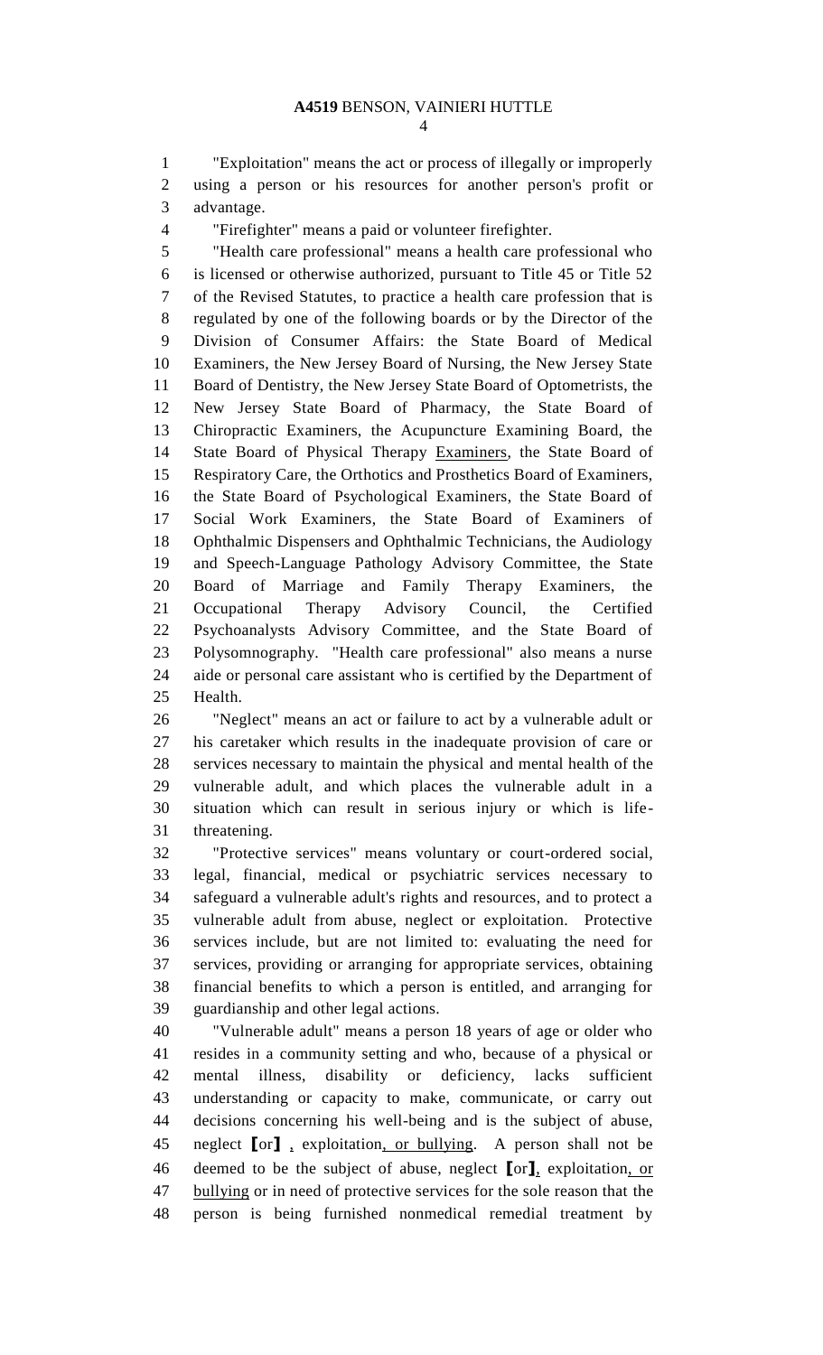"Exploitation" means the act or process of illegally or improperly using a person or his resources for another person's profit or advantage.

"Firefighter" means a paid or volunteer firefighter.

"Health care professional" means a health care professional who is licensed or otherwise authorized, pursuant to Title 45 or Title 52 of the Revised Statutes, to practice a health care profession that is regulated by one of the following boards or by the Director of the Division of Consumer Affairs: the State Board of Medical Examiners, the New Jersey Board of Nursing, the New Jersey State Board of Dentistry, the New Jersey State Board of Optometrists, the New Jersey State Board of Pharmacy, the State Board of Chiropractic Examiners, the Acupuncture Examining Board, the State Board of Physical Therapy <u>Examiners</u>, the State Board of Respiratory Care, the Orthotics and Prosthetics Board of Examiners, the State Board of Psychological Examiners, the State Board of Social Work Examiners, the State Board of Examiners of Ophthalmic Dispensers and Ophthalmic Technicians, the Audiology and Speech-Language Pathology Advisory Committee, the State Board of Marriage and Family Therapy Examiners, the Occupational Therapy Advisory Council, the Certified Psychoanalysts Advisory Committee, and the State Board of Polysomnography. "Health care professional" also means a nurse aide or personal care assistant who is certified by the Department of Health.

"Neglect" means an act or failure to act by a vulnerable adult or his caretaker which results in the inadequate provision of care or services necessary to maintain the physical and mental health of the vulnerable adult, and which places the vulnerable adult in a situation which can result in serious injury or which is life-threatening.

"Protective services" means voluntary or court-ordered social, legal, financial, medical or psychiatric services necessary to safeguard a vulnerable adult's rights and resources, and to protect a vulnerable adult from abuse, neglect or exploitation. Protective services include, but are not limited to: evaluating the need for services, providing or arranging for appropriate services, obtaining financial benefits to which a person is entitled, and arranging for guardianship and other legal actions.

"Vulnerable adult" means a person 18 years of age or older who resides in a community setting and who, because of a physical or mental illness, disability or deficiency, lacks sufficient understanding or capacity to make, communicate, or carry out decisions concerning his well-being and is the subject of abuse, neglect **[**or**]** <u>,</u> exploitation<u>, or bullying</u>. A person shall not be deemed to be the subject of abuse, neglect **[**or**]**<u>,</u> exploitation<u>, or bullying</u> or in need of protective services for the sole reason that the person is being furnished nonmedical remedial treatment by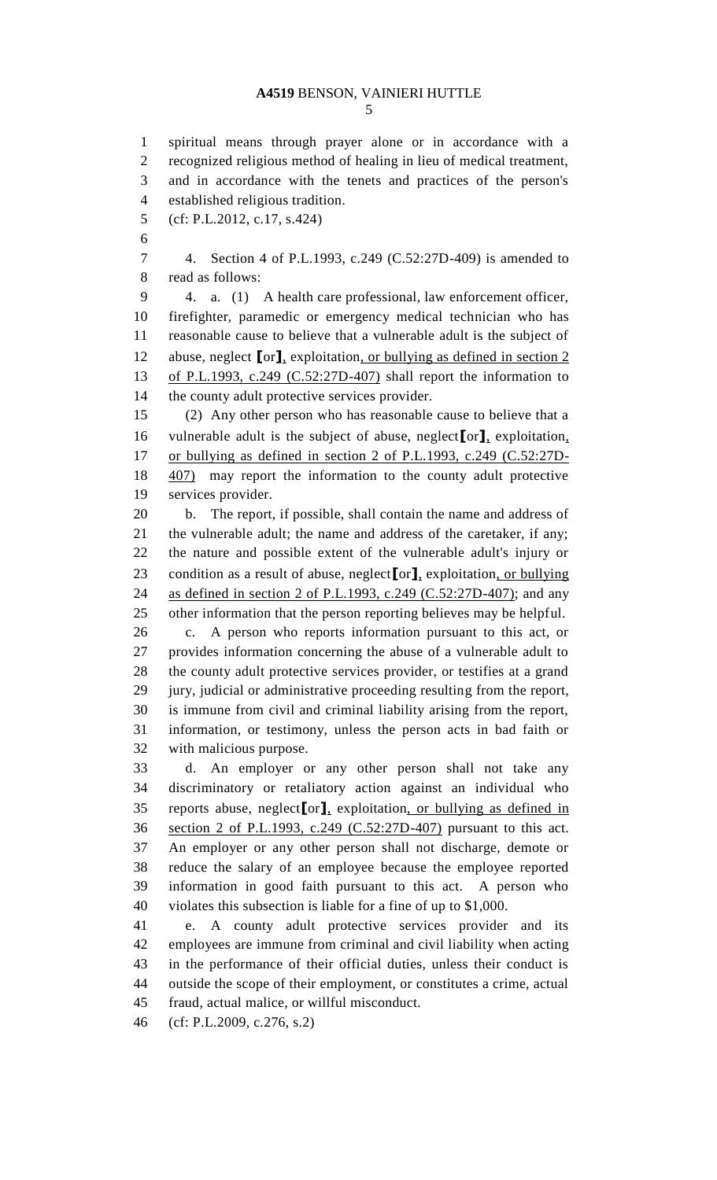spiritual means through prayer alone or in accordance with a recognized religious method of healing in lieu of medical treatment, and in accordance with the tenets and practices of the person's established religious tradition.

(cf: P.L.2012, c.17, s.424)

4. Section 4 of P.L.1993, c.249 (C.52:27D-409) is amended to read as follows:

4. a. (1) A health care professional, law enforcement officer, firefighter, paramedic or emergency medical technician who has reasonable cause to believe that a vulnerable adult is the subject of abuse, neglect [or], exploitation, or bullying as defined in section 2 of P.L.1993, c.249 (C.52:27D-407) shall report the information to the county adult protective services provider.

(2) Any other person who has reasonable cause to believe that a vulnerable adult is the subject of abuse, neglect[or], exploitation, or bullying as defined in section 2 of P.L.1993, c.249 (C.52:27D-407) may report the information to the county adult protective services provider.

b. The report, if possible, shall contain the name and address of the vulnerable adult; the name and address of the caretaker, if any; the nature and possible extent of the vulnerable adult's injury or condition as a result of abuse, neglect[or], exploitation, or bullying as defined in section 2 of P.L.1993, c.249 (C.52:27D-407); and any other information that the person reporting believes may be helpful.

c. A person who reports information pursuant to this act, or provides information concerning the abuse of a vulnerable adult to the county adult protective services provider, or testifies at a grand jury, judicial or administrative proceeding resulting from the report, is immune from civil and criminal liability arising from the report, information, or testimony, unless the person acts in bad faith or with malicious purpose.

d. An employer or any other person shall not take any discriminatory or retaliatory action against an individual who reports abuse, neglect[or], exploitation, or bullying as defined in section 2 of P.L.1993, c.249 (C.52:27D-407) pursuant to this act. An employer or any other person shall not discharge, demote or reduce the salary of an employee because the employee reported information in good faith pursuant to this act. A person who violates this subsection is liable for a fine of up to $1,000.

e. A county adult protective services provider and its employees are immune from criminal and civil liability when acting in the performance of their official duties, unless their conduct is outside the scope of their employment, or constitutes a crime, actual fraud, actual malice, or willful misconduct.

(cf: P.L.2009, c.276, s.2)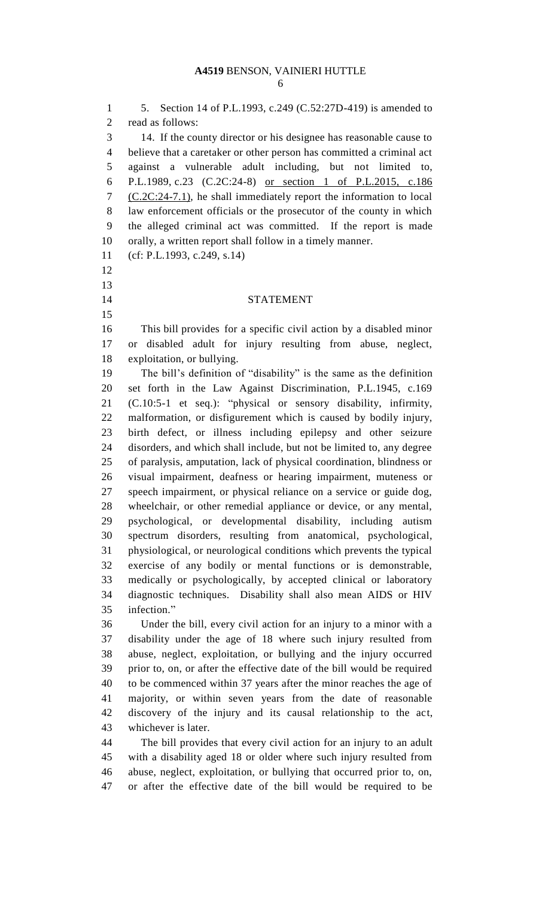5. Section 14 of P.L.1993, c.249 (C.52:27D-419) is amended to read as follows:

14. If the county director or his designee has reasonable cause to believe that a caretaker or other person has committed a criminal act against a vulnerable adult including, but not limited to, P.L.1989, c.23 (C.2C:24-8) or section 1 of P.L.2015, c.186 (C.2C:24-7.1), he shall immediately report the information to local law enforcement officials or the prosecutor of the county in which the alleged criminal act was committed. If the report is made orally, a written report shall follow in a timely manner.

(cf: P.L.1993, c.249, s.14)

## STATEMENT

This bill provides for a specific civil action by a disabled minor or disabled adult for injury resulting from abuse, neglect, exploitation, or bullying.

The bill's definition of "disability" is the same as the definition set forth in the Law Against Discrimination, P.L.1945, c.169 (C.10:5-1 et seq.): "physical or sensory disability, infirmity, malformation, or disfigurement which is caused by bodily injury, birth defect, or illness including epilepsy and other seizure disorders, and which shall include, but not be limited to, any degree of paralysis, amputation, lack of physical coordination, blindness or visual impairment, deafness or hearing impairment, muteness or speech impairment, or physical reliance on a service or guide dog, wheelchair, or other remedial appliance or device, or any mental, psychological, or developmental disability, including autism spectrum disorders, resulting from anatomical, psychological, physiological, or neurological conditions which prevents the typical exercise of any bodily or mental functions or is demonstrable, medically or psychologically, by accepted clinical or laboratory diagnostic techniques. Disability shall also mean AIDS or HIV infection."

Under the bill, every civil action for an injury to a minor with a disability under the age of 18 where such injury resulted from abuse, neglect, exploitation, or bullying and the injury occurred prior to, on, or after the effective date of the bill would be required to be commenced within 37 years after the minor reaches the age of majority, or within seven years from the date of reasonable discovery of the injury and its causal relationship to the act, whichever is later.

The bill provides that every civil action for an injury to an adult with a disability aged 18 or older where such injury resulted from abuse, neglect, exploitation, or bullying that occurred prior to, on, or after the effective date of the bill would be required to be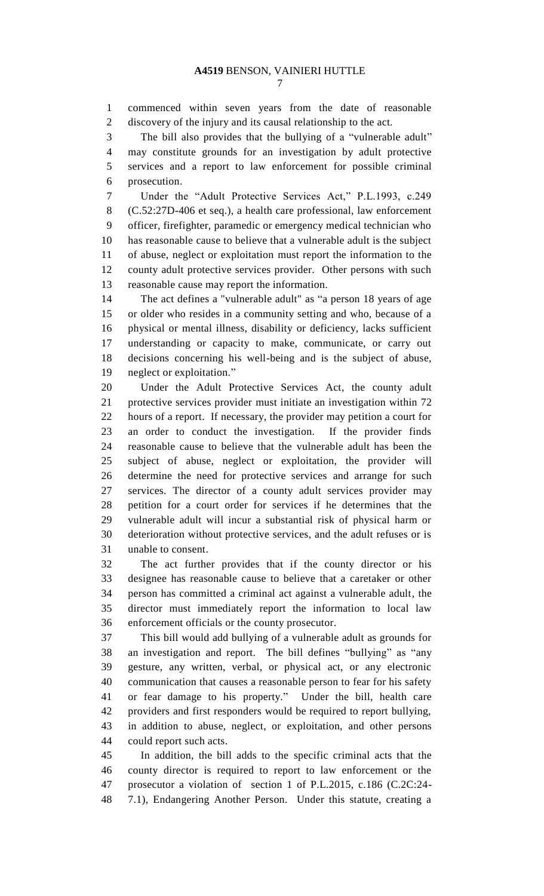commenced within seven years from the date of reasonable discovery of the injury and its causal relationship to the act.

The bill also provides that the bullying of a "vulnerable adult" may constitute grounds for an investigation by adult protective services and a report to law enforcement for possible criminal prosecution.

Under the "Adult Protective Services Act," P.L.1993, c.249 (C.52:27D-406 et seq.), a health care professional, law enforcement officer, firefighter, paramedic or emergency medical technician who has reasonable cause to believe that a vulnerable adult is the subject of abuse, neglect or exploitation must report the information to the county adult protective services provider. Other persons with such reasonable cause may report the information.

The act defines a "vulnerable adult" as "a person 18 years of age or older who resides in a community setting and who, because of a physical or mental illness, disability or deficiency, lacks sufficient understanding or capacity to make, communicate, or carry out decisions concerning his well-being and is the subject of abuse, neglect or exploitation."

Under the Adult Protective Services Act, the county adult protective services provider must initiate an investigation within 72 hours of a report. If necessary, the provider may petition a court for an order to conduct the investigation. If the provider finds reasonable cause to believe that the vulnerable adult has been the subject of abuse, neglect or exploitation, the provider will determine the need for protective services and arrange for such services. The director of a county adult services provider may petition for a court order for services if he determines that the vulnerable adult will incur a substantial risk of physical harm or deterioration without protective services, and the adult refuses or is unable to consent.

The act further provides that if the county director or his designee has reasonable cause to believe that a caretaker or other person has committed a criminal act against a vulnerable adult, the director must immediately report the information to local law enforcement officials or the county prosecutor.

This bill would add bullying of a vulnerable adult as grounds for an investigation and report. The bill defines "bullying" as "any gesture, any written, verbal, or physical act, or any electronic communication that causes a reasonable person to fear for his safety or fear damage to his property." Under the bill, health care providers and first responders would be required to report bullying, in addition to abuse, neglect, or exploitation, and other persons could report such acts.

In addition, the bill adds to the specific criminal acts that the county director is required to report to law enforcement or the prosecutor a violation of section 1 of P.L.2015, c.186 (C.2C:24-7.1), Endangering Another Person. Under this statute, creating a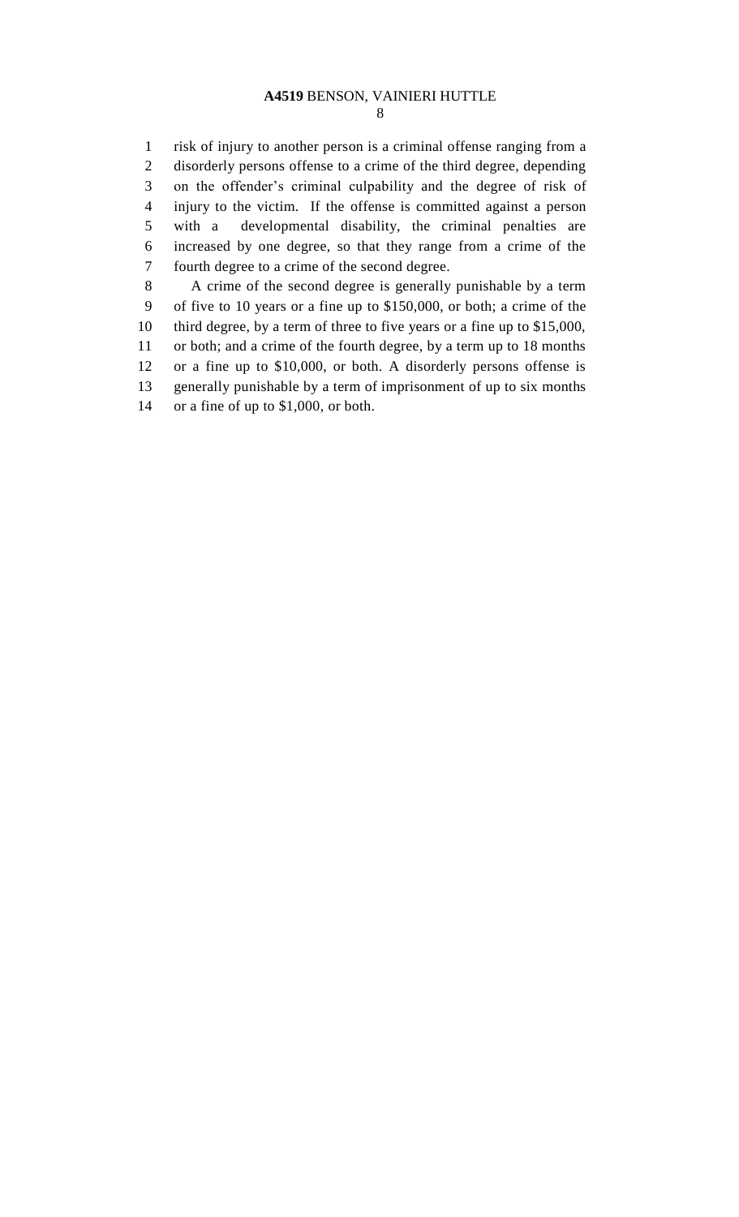risk of injury to another person is a criminal offense ranging from a disorderly persons offense to a crime of the third degree, depending on the offender's criminal culpability and the degree of risk of injury to the victim. If the offense is committed against a person with a developmental disability, the criminal penalties are increased by one degree, so that they range from a crime of the fourth degree to a crime of the second degree.

A crime of the second degree is generally punishable by a term of five to 10 years or a fine up to $150,000, or both; a crime of the third degree, by a term of three to five years or a fine up to $15,000, or both; and a crime of the fourth degree, by a term up to 18 months or a fine up to $10,000, or both. A disorderly persons offense is generally punishable by a term of imprisonment of up to six months or a fine of up to $1,000, or both.